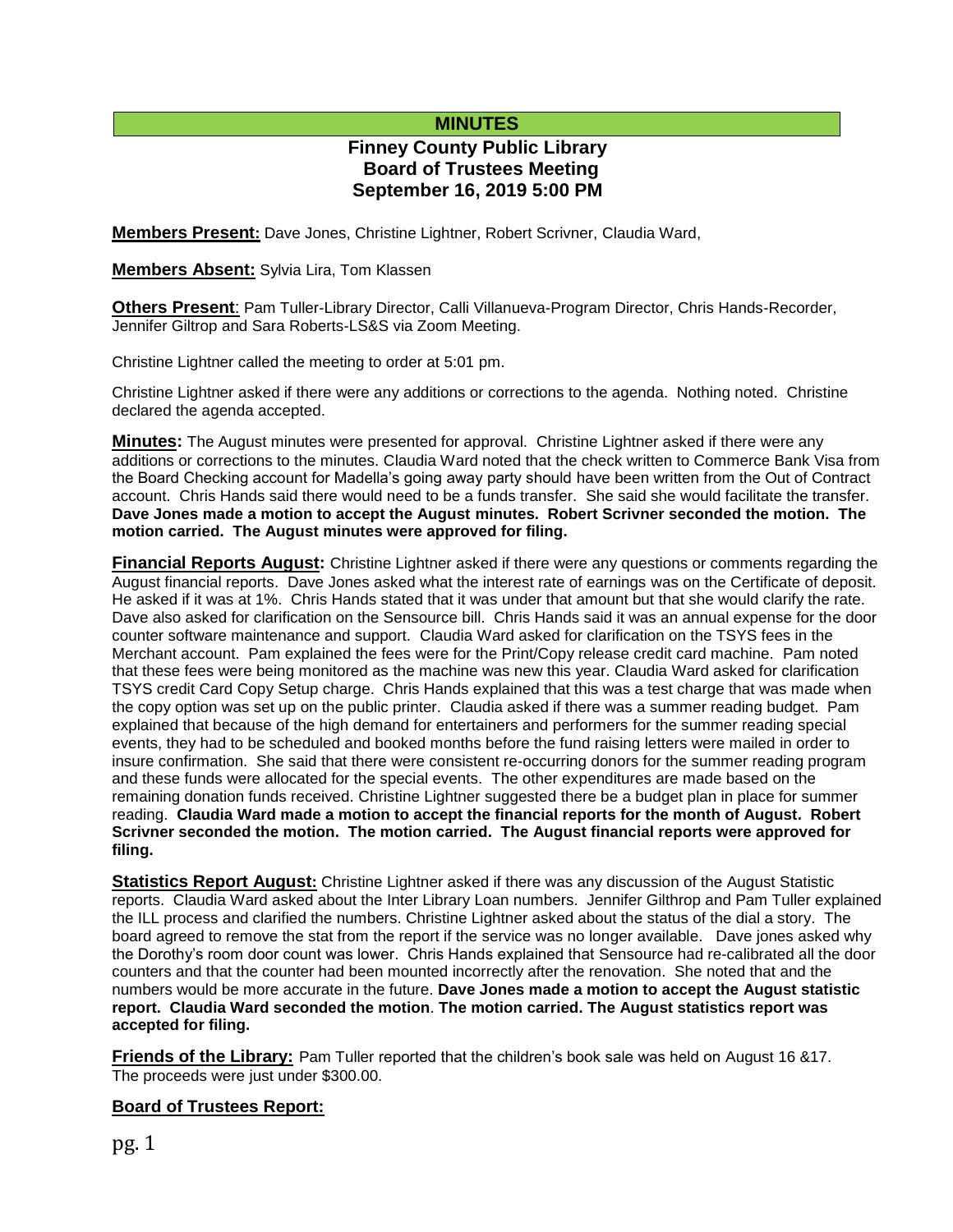# MINUTES

## Finney County Public Library Board of Trustees Meeting September 16, 2019 5:00 PM

**Members Present:** Dave Jones, Christine Lightner, Robert Scrivner, Claudia Ward,

**Members Absent:** Sylvia Lira, Tom Klassen

**Others Present**: Pam Tuller-Library Director, Calli Villanueva-Program Director, Chris Hands-Recorder, Jennifer Giltrop and Sara Roberts-LS&S via Zoom Meeting.

Christine Lightner called the meeting to order at 5:01 pm.

Christine Lightner asked if there were any additions or corrections to the agenda. Nothing noted. Christine declared the agenda accepted.

**Minutes:** The August minutes were presented for approval. Christine Lightner asked if there were any additions or corrections to the minutes. Claudia Ward noted that the check written to Commerce Bank Visa from the Board Checking account for Madella's going away party should have been written from the Out of Contract account. Chris Hands said there would need to be a funds transfer. She said she would facilitate the transfer. **Dave Jones made a motion to accept the August minutes. Robert Scrivner seconded the motion. The motion carried. The August minutes were approved for filing.**

**Financial Reports August:** Christine Lightner asked if there were any questions or comments regarding the August financial reports. Dave Jones asked what the interest rate of earnings was on the Certificate of deposit. He asked if it was at 1%. Chris Hands stated that it was under that amount but that she would clarify the rate. Dave also asked for clarification on the Sensource bill. Chris Hands said it was an annual expense for the door counter software maintenance and support. Claudia Ward asked for clarification on the TSYS fees in the Merchant account. Pam explained the fees were for the Print/Copy release credit card machine. Pam noted that these fees were being monitored as the machine was new this year. Claudia Ward asked for clarification TSYS credit Card Copy Setup charge. Chris Hands explained that this was a test charge that was made when the copy option was set up on the public printer. Claudia asked if there was a summer reading budget. Pam explained that because of the high demand for entertainers and performers for the summer reading special events, they had to be scheduled and booked months before the fund raising letters were mailed in order to insure confirmation. She said that there were consistent re-occurring donors for the summer reading program and these funds were allocated for the special events. The other expenditures are made based on the remaining donation funds received. Christine Lightner suggested there be a budget plan in place for summer reading. **Claudia Ward made a motion to accept the financial reports for the month of August. Robert Scrivner seconded the motion. The motion carried. The August financial reports were approved for filing.**

**Statistics Report August:** Christine Lightner asked if there was any discussion of the August Statistic reports. Claudia Ward asked about the Inter Library Loan numbers. Jennifer Gilthrop and Pam Tuller explained the ILL process and clarified the numbers. Christine Lightner asked about the status of the dial a story. The board agreed to remove the stat from the report if the service was no longer available. Dave jones asked why the Dorothy's room door count was lower. Chris Hands explained that Sensource had re-calibrated all the door counters and that the counter had been mounted incorrectly after the renovation. She noted that and the numbers would be more accurate in the future. **Dave Jones made a motion to accept the August statistic report. Claudia Ward seconded the motion**. **The motion carried. The August statistics report was accepted for filing.**

**Friends of the Library:** Pam Tuller reported that the children's book sale was held on August 16 &17. The proceeds were just under $300.00.

**Board of Trustees Report:**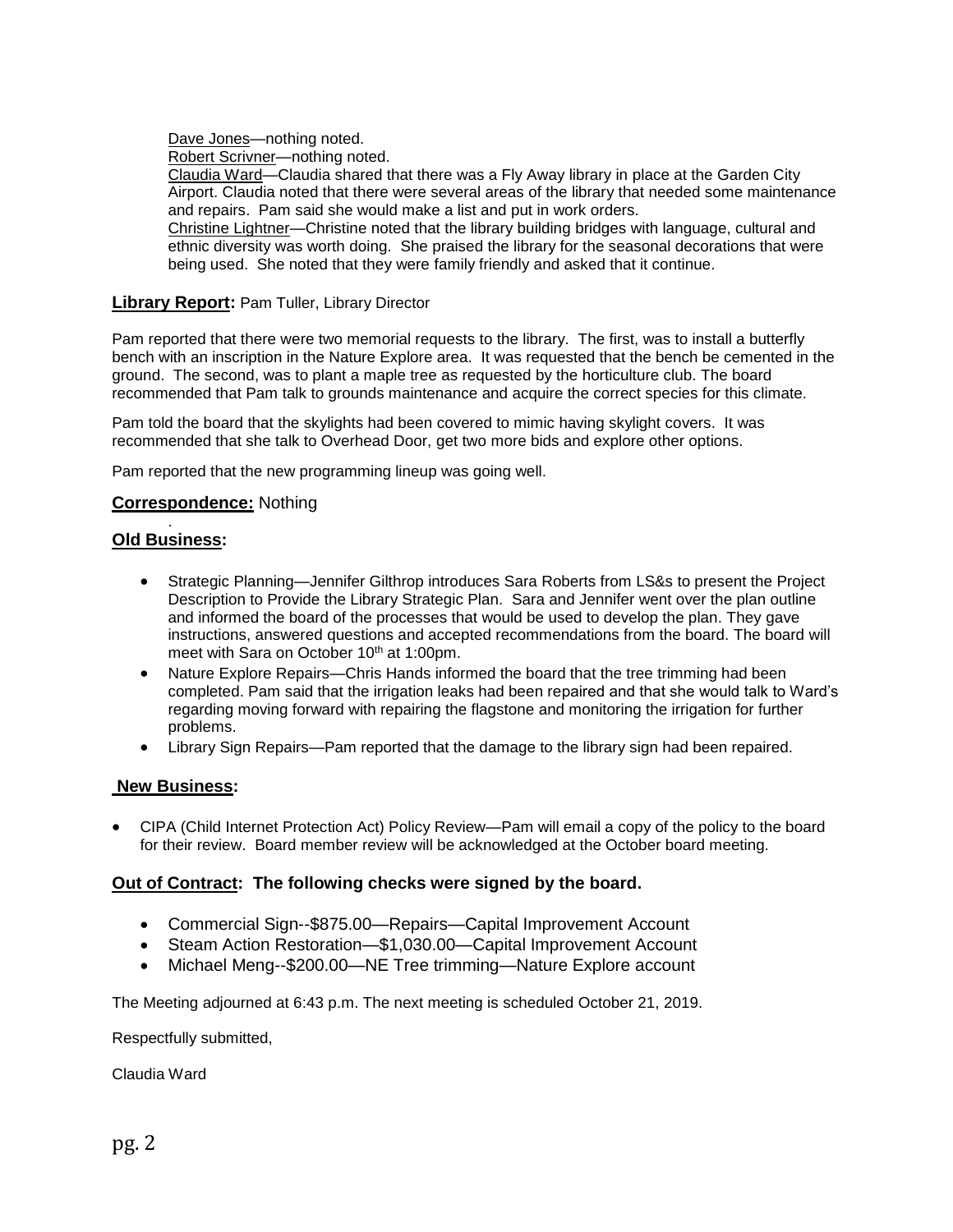Dave Jones—nothing noted.
Robert Scrivner—nothing noted.
Claudia Ward—Claudia shared that there was a Fly Away library in place at the Garden City Airport. Claudia noted that there were several areas of the library that needed some maintenance and repairs. Pam said she would make a list and put in work orders.
Christine Lightner—Christine noted that the library building bridges with language, cultural and ethnic diversity was worth doing. She praised the library for the seasonal decorations that were being used. She noted that they were family friendly and asked that it continue.

**Library Report:** Pam Tuller, Library Director

Pam reported that there were two memorial requests to the library. The first, was to install a butterfly bench with an inscription in the Nature Explore area. It was requested that the bench be cemented in the ground. The second, was to plant a maple tree as requested by the horticulture club. The board recommended that Pam talk to grounds maintenance and acquire the correct species for this climate.

Pam told the board that the skylights had been covered to mimic having skylight covers. It was recommended that she talk to Overhead Door, get two more bids and explore other options.

Pam reported that the new programming lineup was going well.

**Correspondence:** Nothing

**Old Business:**

- Strategic Planning—Jennifer Gilthrop introduces Sara Roberts from LS&s to present the Project Description to Provide the Library Strategic Plan. Sara and Jennifer went over the plan outline and informed the board of the processes that would be used to develop the plan. They gave instructions, answered questions and accepted recommendations from the board. The board will meet with Sara on October 10th at 1:00pm.
- Nature Explore Repairs—Chris Hands informed the board that the tree trimming had been completed. Pam said that the irrigation leaks had been repaired and that she would talk to Ward's regarding moving forward with repairing the flagstone and monitoring the irrigation for further problems.
- Library Sign Repairs—Pam reported that the damage to the library sign had been repaired.

**New Business:**

- CIPA (Child Internet Protection Act) Policy Review—Pam will email a copy of the policy to the board for their review. Board member review will be acknowledged at the October board meeting.

**Out of Contract: The following checks were signed by the board.**

- Commercial Sign--$875.00—Repairs—Capital Improvement Account
- Steam Action Restoration—$1,030.00—Capital Improvement Account
- Michael Meng--$200.00—NE Tree trimming—Nature Explore account

The Meeting adjourned at 6:43 p.m. The next meeting is scheduled October 21, 2019.

Respectfully submitted,

Claudia Ward